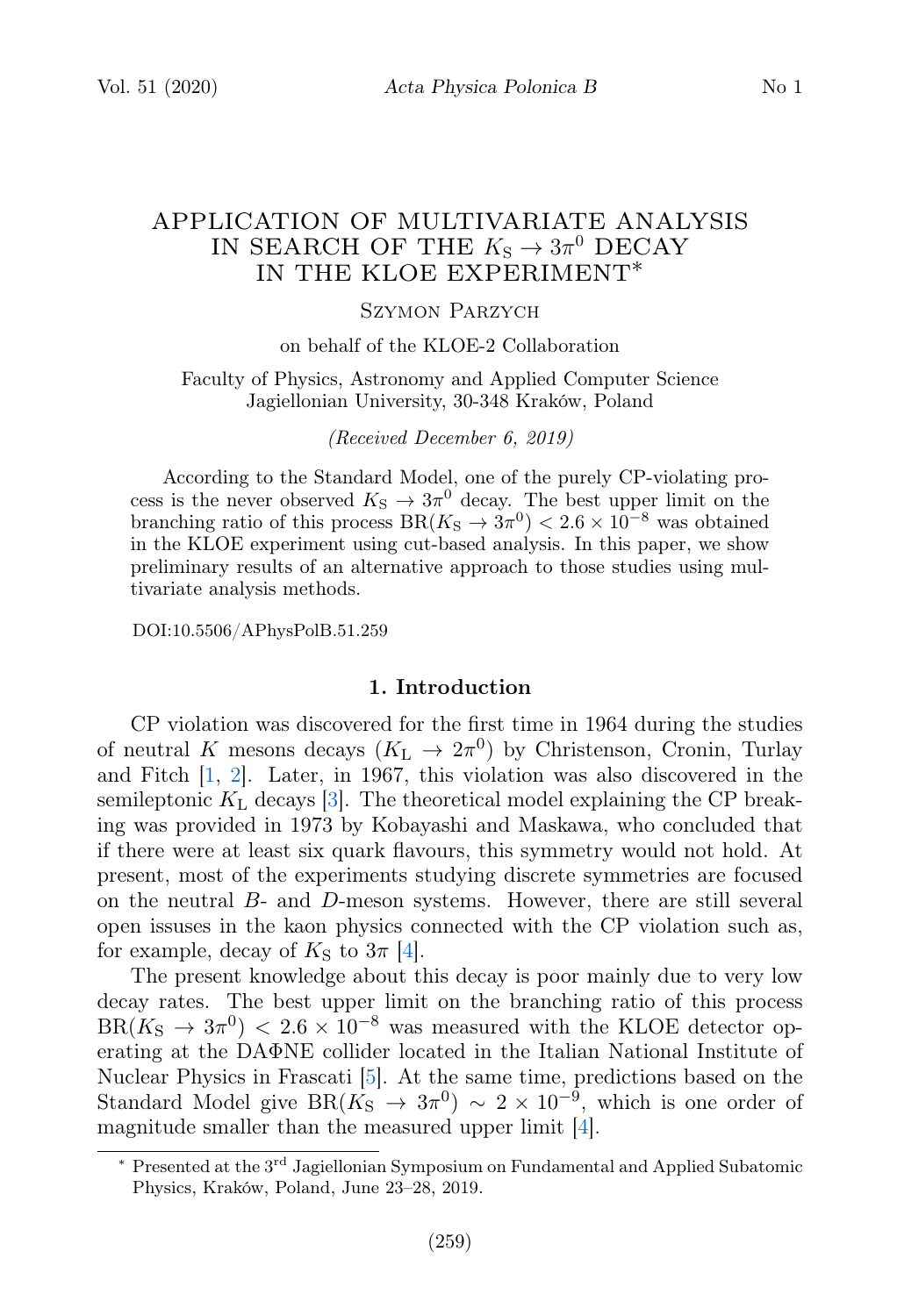# APPLICATION OF MULTIVARIATE ANALYSIS IN SEARCH OF THE $K_S \to 3\pi^0$ DECAY IN THE KLOE EXPERIMENT*

Szymon Parzych

on behalf of the KLOE-2 Collaboration

Faculty of Physics, Astronomy and Applied Computer Science
Jagiellonian University, 30-348 Kraków, Poland

*(Received December 6, 2019)*

According to the Standard Model, one of the purely CP-violating process is the never observed $K_S \to 3\pi^0$ decay. The best upper limit on the branching ratio of this process $\mathrm{BR}(K_S \to 3\pi^0) < 2.6 \times 10^{-8}$ was obtained in the KLOE experiment using cut-based analysis. In this paper, we show preliminary results of an alternative approach to those studies using multivariate analysis methods.

DOI:10.5506/APhysPolB.51.259

## 1. Introduction

CP violation was discovered for the first time in 1964 during the studies of neutral $K$ mesons decays ($K_L \to 2\pi^0$) by Christenson, Cronin, Turlay and Fitch [1, 2]. Later, in 1967, this violation was also discovered in the semileptonic $K_L$ decays [3]. The theoretical model explaining the CP breaking was provided in 1973 by Kobayashi and Maskawa, who concluded that if there were at least six quark flavours, this symmetry would not hold. At present, most of the experiments studying discrete symmetries are focused on the neutral $B$- and $D$-meson systems. However, there are still several open issues in the kaon physics connected with the CP violation such as, for example, decay of $K_S$ to $3\pi$ [4].

The present knowledge about this decay is poor mainly due to very low decay rates. The best upper limit on the branching ratio of this process $\mathrm{BR}(K_S \to 3\pi^0) < 2.6 \times 10^{-8}$ was measured with the KLOE detector operating at the DAΦNE collider located in the Italian National Institute of Nuclear Physics in Frascati [5]. At the same time, predictions based on the Standard Model give $\mathrm{BR}(K_S \to 3\pi^0) \sim 2 \times 10^{-9}$, which is one order of magnitude smaller than the measured upper limit [4].

* Presented at the 3[rd] Jagiellonian Symposium on Fundamental and Applied Subatomic Physics, Kraków, Poland, June 23–28, 2019.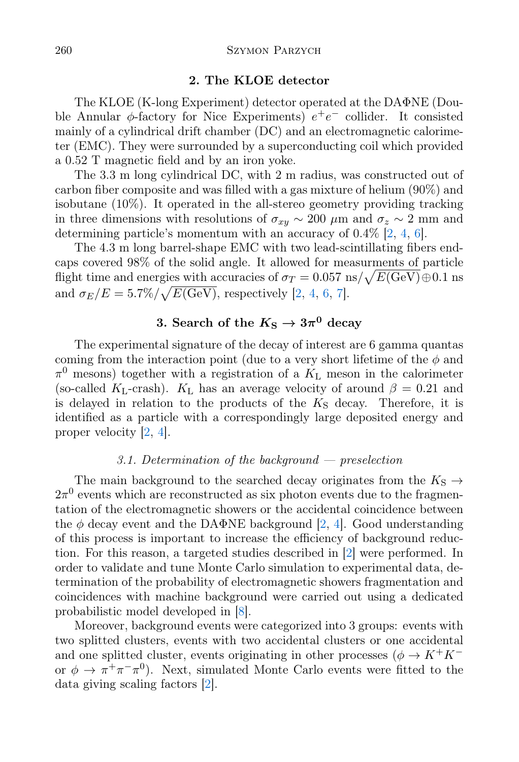## 2. The KLOE detector

The KLOE (K-long Experiment) detector operated at the DAΦNE (Double Annular $\phi$-factory for Nice Experiments) $e^+e^-$ collider. It consisted mainly of a cylindrical drift chamber (DC) and an electromagnetic calorimeter (EMC). They were surrounded by a superconducting coil which provided a 0.52 T magnetic field and by an iron yoke.

The 3.3 m long cylindrical DC, with 2 m radius, was constructed out of carbon fiber composite and was filled with a gas mixture of helium (90%) and isobutane (10%). It operated in the all-stereo geometry providing tracking in three dimensions with resolutions of $\sigma_{xy} \sim 200$ $\mu$m and $\sigma_z \sim 2$ mm and determining particle's momentum with an accuracy of 0.4% [2, 4, 6].

The 4.3 m long barrel-shape EMC with two lead-scintillating fibers endcaps covered 98% of the solid angle. It allowed for measurments of particle flight time and energies with accuracies of $\sigma_T = 0.057\ \text{ns}/\sqrt{E(\text{GeV})} \oplus 0.1$ ns and $\sigma_E/E = 5.7\%/\sqrt{E(\text{GeV})}$, respectively [2, 4, 6, 7].

## 3. Search of the $K_\text{S} \to 3\pi^0$ decay

The experimental signature of the decay of interest are 6 gamma quantas coming from the interaction point (due to a very short lifetime of the $\phi$ and $\pi^0$ mesons) together with a registration of a $K_\text{L}$ meson in the calorimeter (so-called $K_\text{L}$-crash). $K_\text{L}$ has an average velocity of around $\beta = 0.21$ and is delayed in relation to the products of the $K_\text{S}$ decay. Therefore, it is identified as a particle with a correspondingly large deposited energy and proper velocity [2, 4].

### *3.1. Determination of the background — preselection*

The main background to the searched decay originates from the $K_\text{S} \to 2\pi^0$ events which are reconstructed as six photon events due to the fragmentation of the electromagnetic showers or the accidental coincidence between the $\phi$ decay event and the DAΦNE background [2, 4]. Good understanding of this process is important to increase the efficiency of background reduction. For this reason, a targeted studies described in [2] were performed. In order to validate and tune Monte Carlo simulation to experimental data, determination of the probability of electromagnetic showers fragmentation and coincidences with machine background were carried out using a dedicated probabilistic model developed in [8].

Moreover, background events were categorized into 3 groups: events with two splitted clusters, events with two accidental clusters or one accidental and one splitted cluster, events originating in other processes ($\phi \to K^+K^-$ or $\phi \to \pi^+\pi^-\pi^0$). Next, simulated Monte Carlo events were fitted to the data giving scaling factors [2].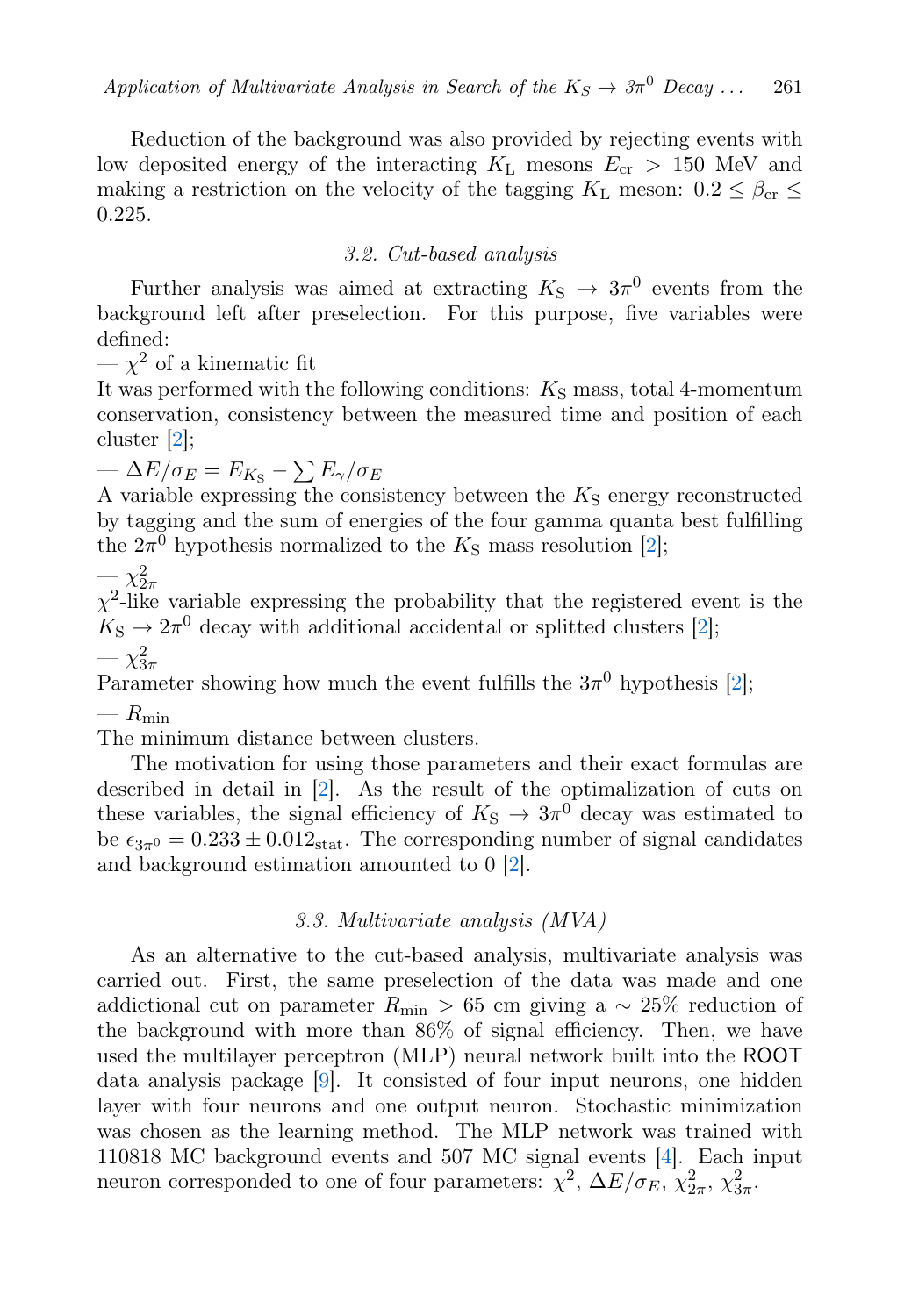Reduction of the background was also provided by rejecting events with low deposited energy of the interacting $K_{\mathrm{L}}$ mesons $E_{\mathrm{cr}} > 150$ MeV and making a restriction on the velocity of the tagging $K_{\mathrm{L}}$ meson: $0.2 \leq \beta_{\mathrm{cr}} \leq 0.225$.

### 3.2. Cut-based analysis

Further analysis was aimed at extracting $K_{\mathrm{S}} \to 3\pi^0$ events from the background left after preselection. For this purpose, five variables were defined:

— $\chi^2$ of a kinematic fit

It was performed with the following conditions: $K_{\mathrm{S}}$ mass, total 4-momentum conservation, consistency between the measured time and position of each cluster [2];

— $\Delta E/\sigma_E = E_{K_{\mathrm{S}}} - \sum E_\gamma/\sigma_E$

A variable expressing the consistency between the $K_{\mathrm{S}}$ energy reconstructed by tagging and the sum of energies of the four gamma quanta best fulfilling the $2\pi^0$ hypothesis normalized to the $K_{\mathrm{S}}$ mass resolution [2];

— $\chi^2_{2\pi}$

$\chi^2$-like variable expressing the probability that the registered event is the $K_{\mathrm{S}} \to 2\pi^0$ decay with additional accidental or splitted clusters [2];

— $\chi^2_{3\pi}$

Parameter showing how much the event fulfills the $3\pi^0$ hypothesis [2];

— $R_{\mathrm{min}}$

The minimum distance between clusters.

The motivation for using those parameters and their exact formulas are described in detail in [2]. As the result of the optimalization of cuts on these variables, the signal efficiency of $K_{\mathrm{S}} \to 3\pi^0$ decay was estimated to be $\epsilon_{3\pi^0} = 0.233 \pm 0.012_{\mathrm{stat}}$. The corresponding number of signal candidates and background estimation amounted to 0 [2].

### 3.3. Multivariate analysis (MVA)

As an alternative to the cut-based analysis, multivariate analysis was carried out. First, the same preselection of the data was made and one addictional cut on parameter $R_{\mathrm{min}} > 65$ cm giving a $\sim 25\%$ reduction of the background with more than 86% of signal efficiency. Then, we have used the multilayer perceptron (MLP) neural network built into the ROOT data analysis package [9]. It consisted of four input neurons, one hidden layer with four neurons and one output neuron. Stochastic minimization was chosen as the learning method. The MLP network was trained with 110818 MC background events and 507 MC signal events [4]. Each input neuron corresponded to one of four parameters: $\chi^2$, $\Delta E/\sigma_E$, $\chi^2_{2\pi}$, $\chi^2_{3\pi}$.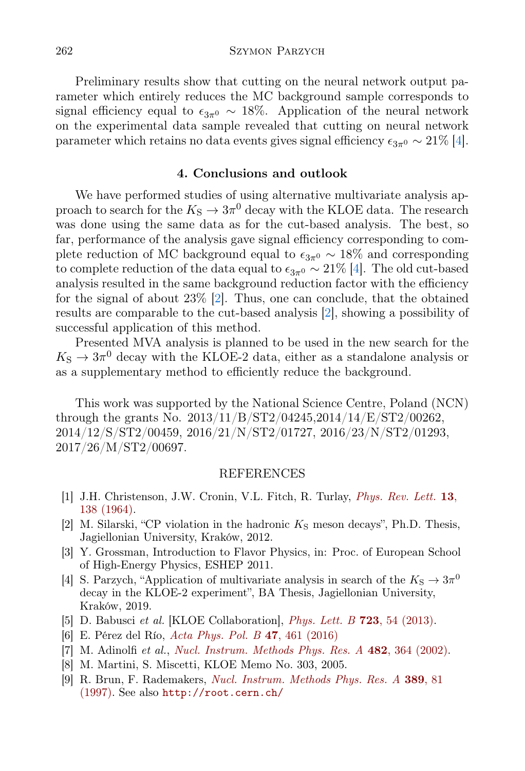Preliminary results show that cutting on the neural network output parameter which entirely reduces the MC background sample corresponds to signal efficiency equal to $\epsilon_{3\pi^0} \sim 18\%$. Application of the neural network on the experimental data sample revealed that cutting on neural network parameter which retains no data events gives signal efficiency $\epsilon_{3\pi^0} \sim 21\%$ [4].

## 4. Conclusions and outlook

We have performed studies of using alternative multivariate analysis approach to search for the $K_S \to 3\pi^0$ decay with the KLOE data. The research was done using the same data as for the cut-based analysis. The best, so far, performance of the analysis gave signal efficiency corresponding to complete reduction of MC background equal to $\epsilon_{3\pi^0} \sim 18\%$ and corresponding to complete reduction of the data equal to $\epsilon_{3\pi^0} \sim 21\%$ [4]. The old cut-based analysis resulted in the same background reduction factor with the efficiency for the signal of about 23% [2]. Thus, one can conclude, that the obtained results are comparable to the cut-based analysis [2], showing a possibility of successful application of this method.

Presented MVA analysis is planned to be used in the new search for the $K_S \to 3\pi^0$ decay with the KLOE-2 data, either as a standalone analysis or as a supplementary method to efficiently reduce the background.

This work was supported by the National Science Centre, Poland (NCN) through the grants No. 2013/11/B/ST2/04245,2014/14/E/ST2/00262, 2014/12/S/ST2/00459, 2016/21/N/ST2/01727, 2016/23/N/ST2/01293, 2017/26/M/ST2/00697.

## REFERENCES

[1] J.H. Christenson, J.W. Cronin, V.L. Fitch, R. Turlay, *Phys. Rev. Lett.* **13**, 138 (1964).

[2] M. Silarski, "CP violation in the hadronic $K_S$ meson decays", Ph.D. Thesis, Jagiellonian University, Kraków, 2012.

[3] Y. Grossman, Introduction to Flavor Physics, in: Proc. of European School of High-Energy Physics, ESHEP 2011.

[4] S. Parzych, "Application of multivariate analysis in search of the $K_S \to 3\pi^0$ decay in the KLOE-2 experiment", BA Thesis, Jagiellonian University, Kraków, 2019.

[5] D. Babusci *et al.* [KLOE Collaboration], *Phys. Lett. B* **723**, 54 (2013).

[6] E. Pérez del Río, *Acta Phys. Pol. B* **47**, 461 (2016)

[7] M. Adinolfi *et al.*, *Nucl. Instrum. Methods Phys. Res. A* **482**, 364 (2002).

[8] M. Martini, S. Miscetti, KLOE Memo No. 303, 2005.

[9] R. Brun, F. Rademakers, *Nucl. Instrum. Methods Phys. Res. A* **389**, 81 (1997). See also `http://root.cern.ch/`